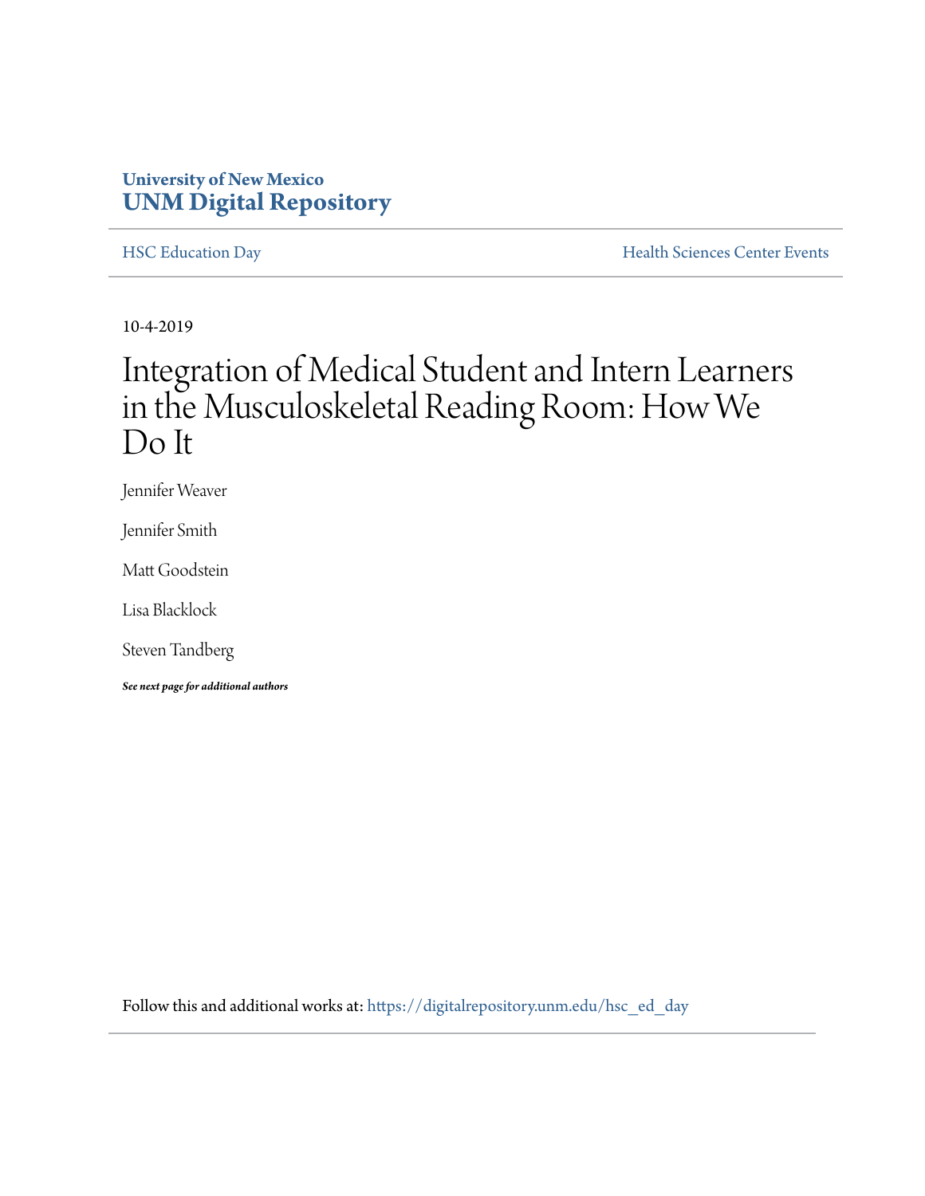University of New Mexico
**UNM Digital Repository**

HSC Education Day | Health Sciences Center Events

10-4-2019

# Integration of Medical Student and Intern Learners in the Musculoskeletal Reading Room: How We Do It

Jennifer Weaver

Jennifer Smith

Matt Goodstein

Lisa Blacklock

Steven Tandberg

***See next page for additional authors***

Follow this and additional works at: https://digitalrepository.unm.edu/hsc_ed_day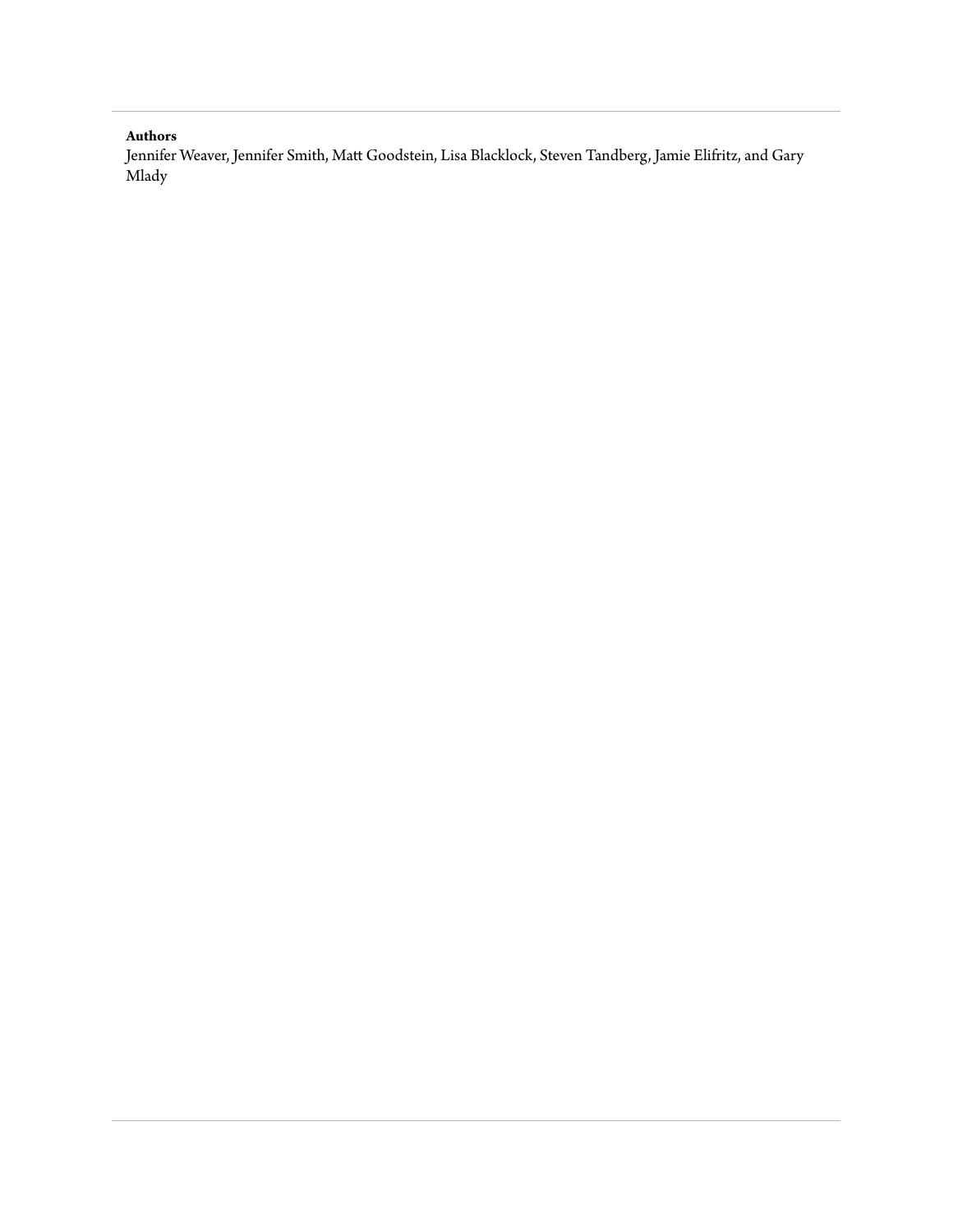**Authors**

Jennifer Weaver, Jennifer Smith, Matt Goodstein, Lisa Blacklock, Steven Tandberg, Jamie Elifritz, and Gary Mlady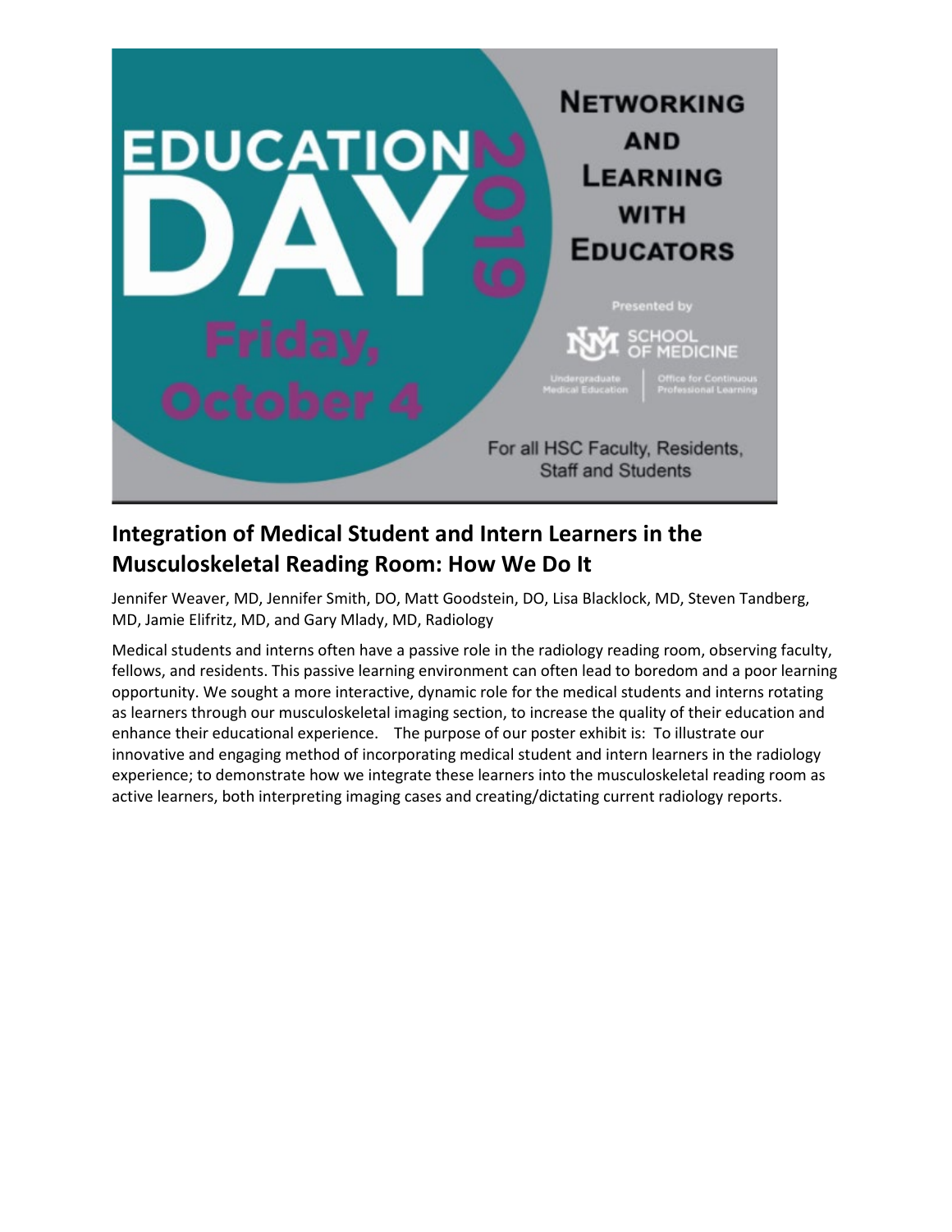## Integration of Medical Student and Intern Learners in the Musculoskeletal Reading Room: How We Do It

Jennifer Weaver, MD, Jennifer Smith, DO, Matt Goodstein, DO, Lisa Blacklock, MD, Steven Tandberg, MD, Jamie Elifritz, MD, and Gary Mlady, MD, Radiology

Medical students and interns often have a passive role in the radiology reading room, observing faculty, fellows, and residents. This passive learning environment can often lead to boredom and a poor learning opportunity. We sought a more interactive, dynamic role for the medical students and interns rotating as learners through our musculoskeletal imaging section, to increase the quality of their education and enhance their educational experience. The purpose of our poster exhibit is: To illustrate our innovative and engaging method of incorporating medical student and intern learners in the radiology experience; to demonstrate how we integrate these learners into the musculoskeletal reading room as active learners, both interpreting imaging cases and creating/dictating current radiology reports.